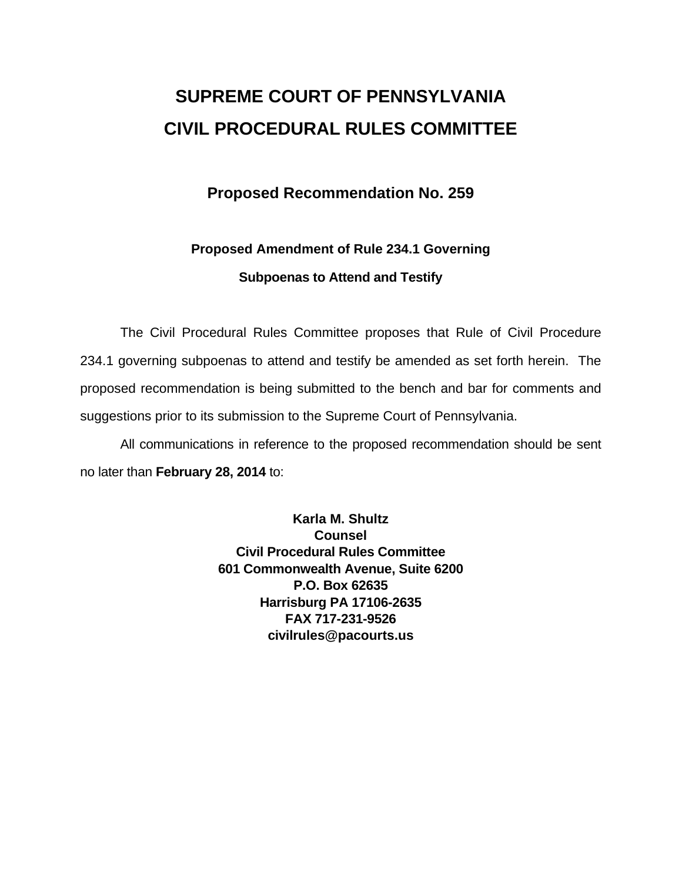# SUPREME COURT OF PENNSYLVANIA
# CIVIL PROCEDURAL RULES COMMITTEE

## Proposed Recommendation No. 259

### Proposed Amendment of Rule 234.1 Governing Subpoenas to Attend and Testify

The Civil Procedural Rules Committee proposes that Rule of Civil Procedure 234.1 governing subpoenas to attend and testify be amended as set forth herein. The proposed recommendation is being submitted to the bench and bar for comments and suggestions prior to its submission to the Supreme Court of Pennsylvania.

All communications in reference to the proposed recommendation should be sent no later than **February 28, 2014** to:

**Karla M. Shultz**
**Counsel**
**Civil Procedural Rules Committee**
**601 Commonwealth Avenue, Suite 6200**
**P.O. Box 62635**
**Harrisburg PA 17106-2635**
**FAX 717-231-9526**
**civilrules@pacourts.us**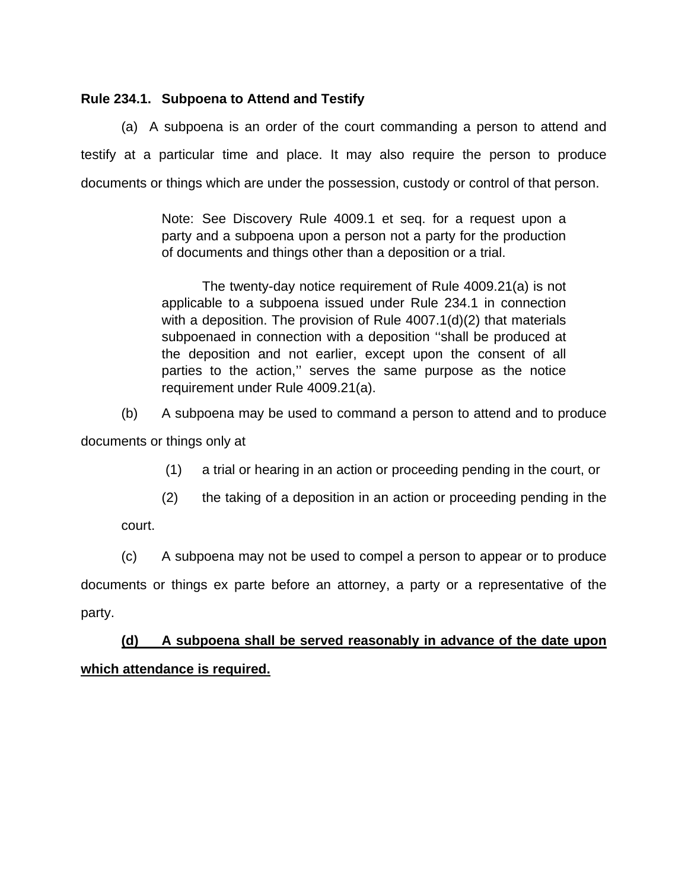**Rule 234.1. Subpoena to Attend and Testify**

(a) A subpoena is an order of the court commanding a person to attend and testify at a particular time and place. It may also require the person to produce documents or things which are under the possession, custody or control of that person.

> Note: See Discovery Rule 4009.1 et seq. for a request upon a party and a subpoena upon a person not a party for the production of documents and things other than a deposition or a trial.
>
> The twenty-day notice requirement of Rule 4009.21(a) is not applicable to a subpoena issued under Rule 234.1 in connection with a deposition. The provision of Rule 4007.1(d)(2) that materials subpoenaed in connection with a deposition ''shall be produced at the deposition and not earlier, except upon the consent of all parties to the action,'' serves the same purpose as the notice requirement under Rule 4009.21(a).

(b) A subpoena may be used to command a person to attend and to produce documents or things only at

(1) a trial or hearing in an action or proceeding pending in the court, or

(2) the taking of a deposition in an action or proceeding pending in the court.

(c) A subpoena may not be used to compel a person to appear or to produce documents or things ex parte before an attorney, a party or a representative of the party.

<u>**(d) A subpoena shall be served reasonably in advance of the date upon which attendance is required.**</u>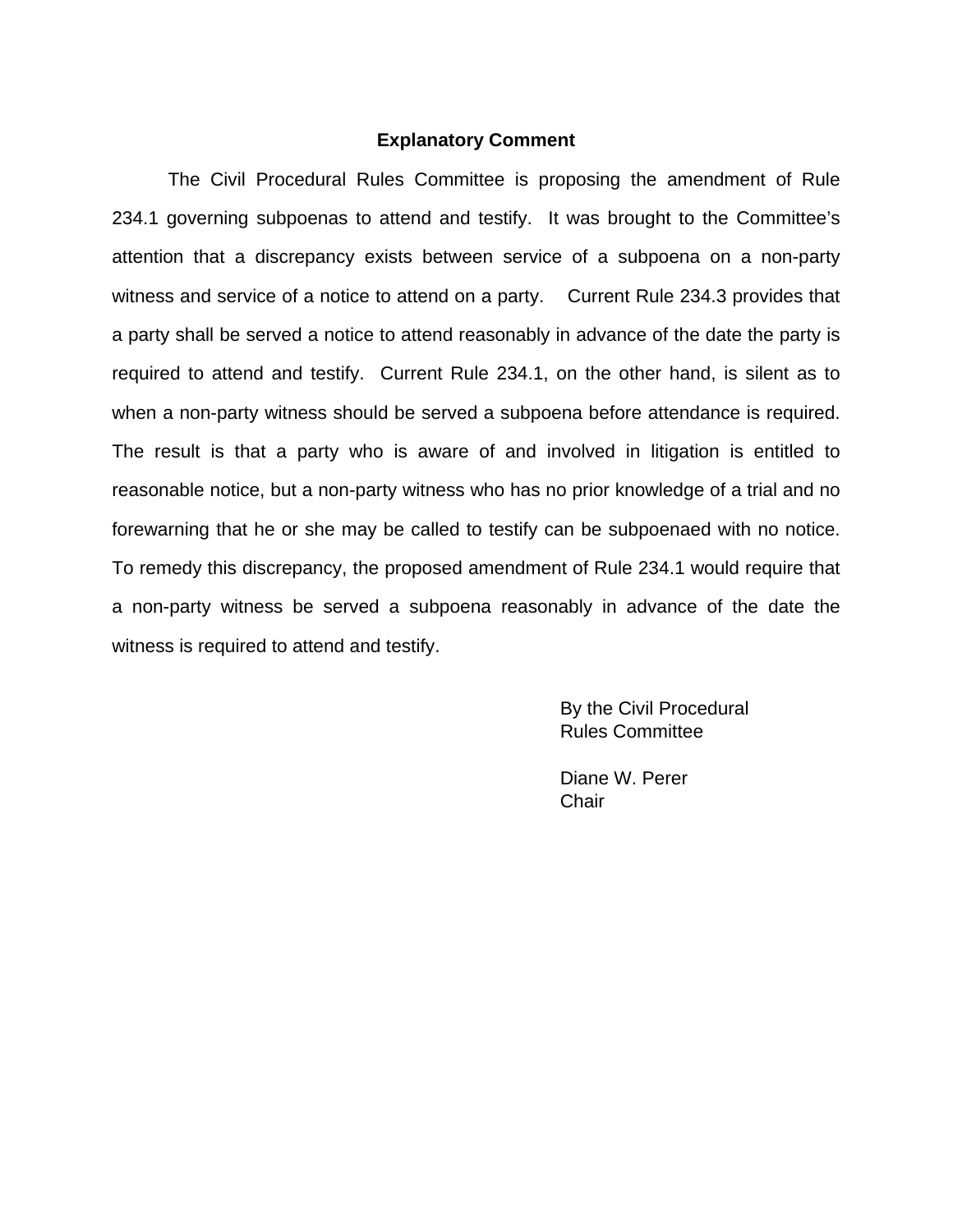## Explanatory Comment

The Civil Procedural Rules Committee is proposing the amendment of Rule 234.1 governing subpoenas to attend and testify. It was brought to the Committee's attention that a discrepancy exists between service of a subpoena on a non-party witness and service of a notice to attend on a party. Current Rule 234.3 provides that a party shall be served a notice to attend reasonably in advance of the date the party is required to attend and testify. Current Rule 234.1, on the other hand, is silent as to when a non-party witness should be served a subpoena before attendance is required. The result is that a party who is aware of and involved in litigation is entitled to reasonable notice, but a non-party witness who has no prior knowledge of a trial and no forewarning that he or she may be called to testify can be subpoenaed with no notice. To remedy this discrepancy, the proposed amendment of Rule 234.1 would require that a non-party witness be served a subpoena reasonably in advance of the date the witness is required to attend and testify.

By the Civil Procedural
Rules Committee

Diane W. Perer
Chair